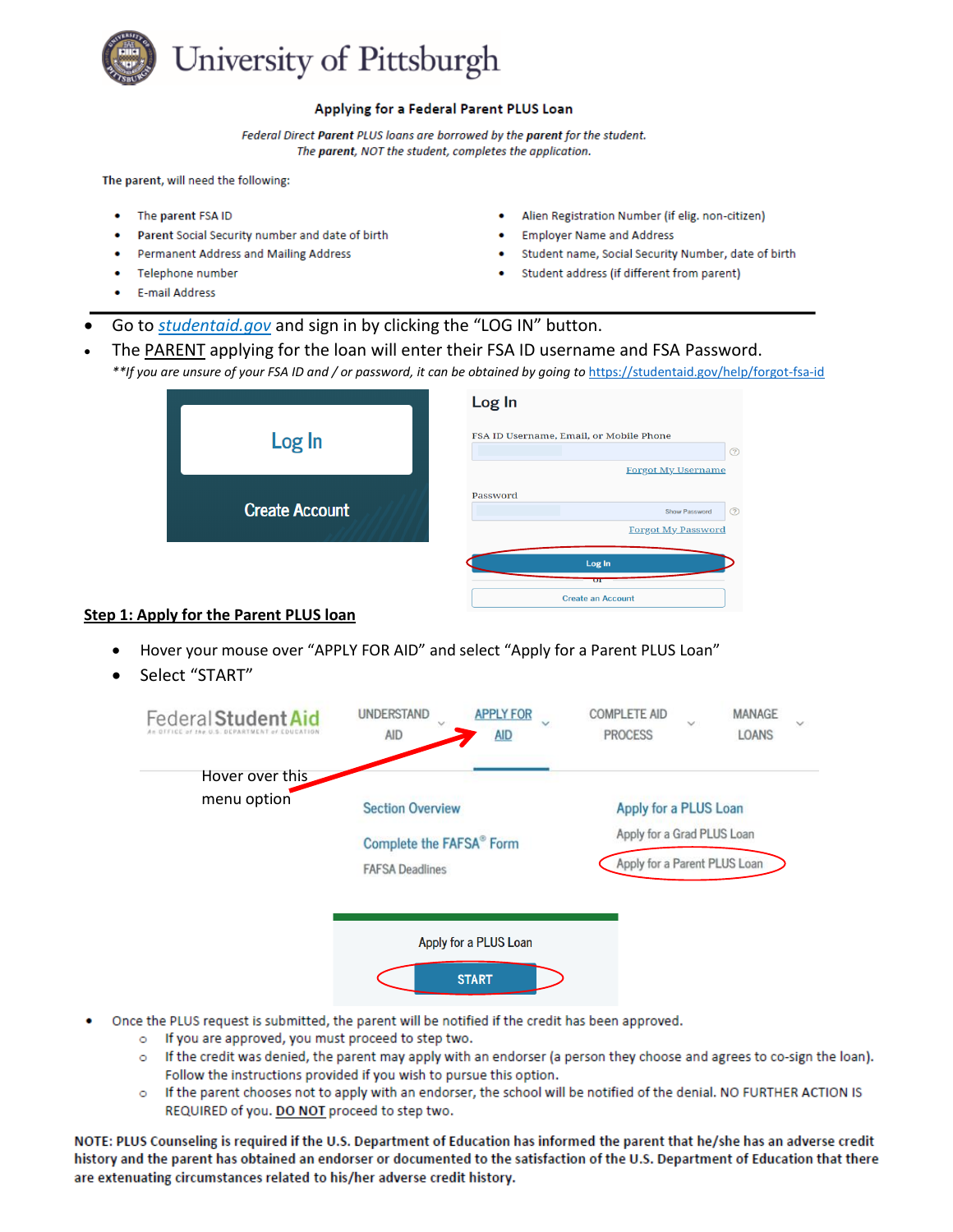# University of Pittsburgh

## Applying for a Federal Parent PLUS Loan

*Federal Direct **Parent** PLUS loans are borrowed by the **parent** for the student.*
*The **parent**, NOT the student, completes the application.*

**The parent**, will need the following:

- The **parent** FSA ID
- **Parent** Social Security number and date of birth
- Permanent Address and Mailing Address
- Telephone number
- E-mail Address
- Alien Registration Number (if elig. non-citizen)
- Employer Name and Address
- Student name, Social Security Number, date of birth
- Student address (if different from parent)

---

- Go to *studentaid.gov* and sign in by clicking the "LOG IN" button.
- The PARENT applying for the loan will enter their FSA ID username and FSA Password.

*\*\*If you are unsure of your FSA ID and / or password, it can be obtained by going to* https://studentaid.gov/help/forgot-fsa-id

Log In

Create Account

Log In

FSA ID Username, Email, or Mobile Phone

Forgot My Username

Password

Show Password

Forgot My Password

Log In

or

Create an Account

### Step 1: Apply for the Parent PLUS loan

- Hover your mouse over "APPLY FOR AID" and select "Apply for a Parent PLUS Loan"
- Select "START"

Federal Student Aid — UNDERSTAND AID | APPLY FOR AID | COMPLETE AID PROCESS | MANAGE LOANS

Hover over this menu option

Section Overview

Complete the FAFSA® Form

FAFSA Deadlines

Apply for a PLUS Loan

Apply for a Grad PLUS Loan

Apply for a Parent PLUS Loan

Apply for a PLUS Loan

START

- Once the PLUS request is submitted, the parent will be notified if the credit has been approved.
  - If you are approved, you must proceed to step two.
  - If the credit was denied, the parent may apply with an endorser (a person they choose and agrees to co-sign the loan). Follow the instructions provided if you wish to pursue this option.
  - If the parent chooses not to apply with an endorser, the school will be notified of the denial. NO FURTHER ACTION IS REQUIRED of you. DO NOT proceed to step two.

**NOTE: PLUS Counseling is required if the U.S. Department of Education has informed the parent that he/she has an adverse credit history and the parent has obtained an endorser or documented to the satisfaction of the U.S. Department of Education that there are extenuating circumstances related to his/her adverse credit history.**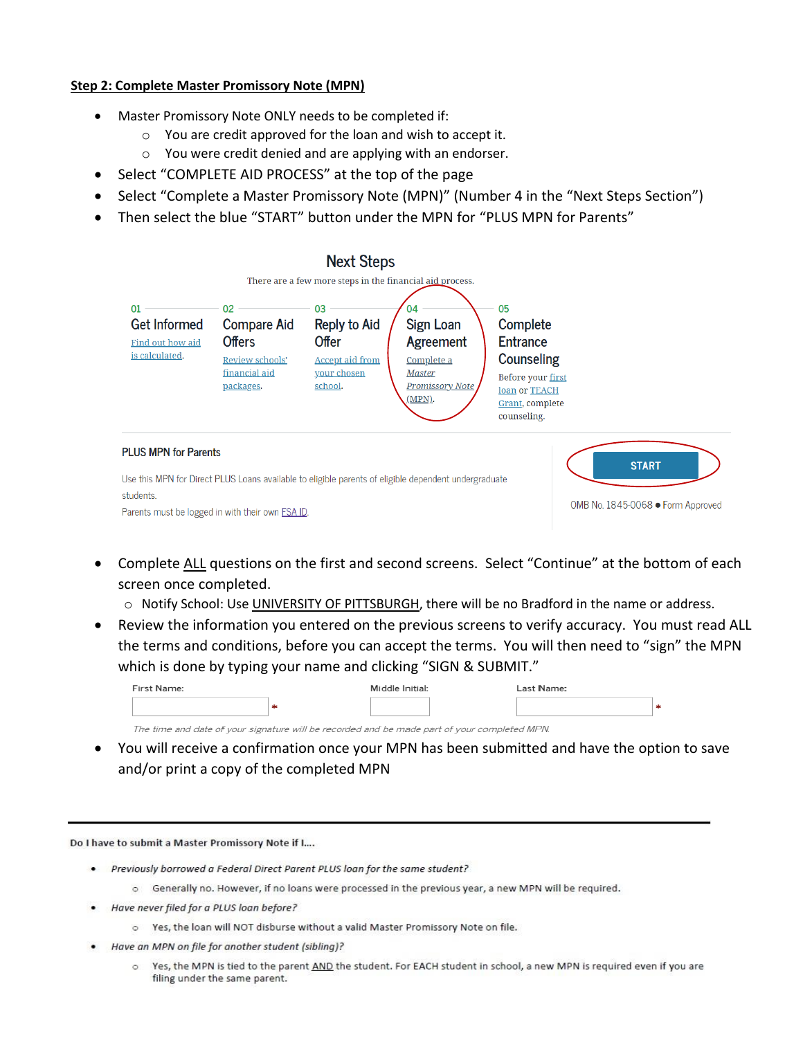**Step 2: Complete Master Promissory Note (MPN)**

- Master Promissory Note ONLY needs to be completed if:
  - You are credit approved for the loan and wish to accept it.
  - You were credit denied and are applying with an endorser.
- Select "COMPLETE AID PROCESS" at the top of the page
- Select "Complete a Master Promissory Note (MPN)" (Number 4 in the "Next Steps Section")
- Then select the blue "START" button under the MPN for "PLUS MPN for Parents"

Next Steps

There are a few more steps in the financial aid process.

01 Get Informed
Find out how aid is calculated.

02 Compare Aid Offers
Review schools' financial aid packages.

03 Reply to Aid Offer
Accept aid from your chosen school.

04 Sign Loan Agreement
Complete a Master Promissory Note (MPN).

05 Complete Entrance Counseling
Before your first loan or TEACH Grant, complete counseling.

PLUS MPN for Parents

Use this MPN for Direct PLUS Loans available to eligible parents of eligible dependent undergraduate students.
Parents must be logged in with their own FSA ID.

START

OMB No. 1845-0068 ● Form Approved

- Complete ALL questions on the first and second screens. Select "Continue" at the bottom of each screen once completed.
  - Notify School: Use UNIVERSITY OF PITTSBURGH, there will be no Bradford in the name or address.
- Review the information you entered on the previous screens to verify accuracy. You must read ALL the terms and conditions, before you can accept the terms. You will then need to "sign" the MPN which is done by typing your name and clicking "SIGN & SUBMIT."

First Name: * Middle Initial: Last Name: *

*The time and date of your signature will be recorded and be made part of your completed MPN.*

- You will receive a confirmation once your MPN has been submitted and have the option to save and/or print a copy of the completed MPN

---

**Do I have to submit a Master Promissory Note if I....**

- *Previously borrowed a Federal Direct Parent PLUS loan for the same student?*
  - Generally no. However, if no loans were processed in the previous year, a new MPN will be required.
- *Have never filed for a PLUS loan before?*
  - Yes, the loan will NOT disburse without a valid Master Promissory Note on file.
- *Have an MPN on file for another student (sibling)?*
  - Yes, the MPN is tied to the parent AND the student. For EACH student in school, a new MPN is required even if you are filing under the same parent.